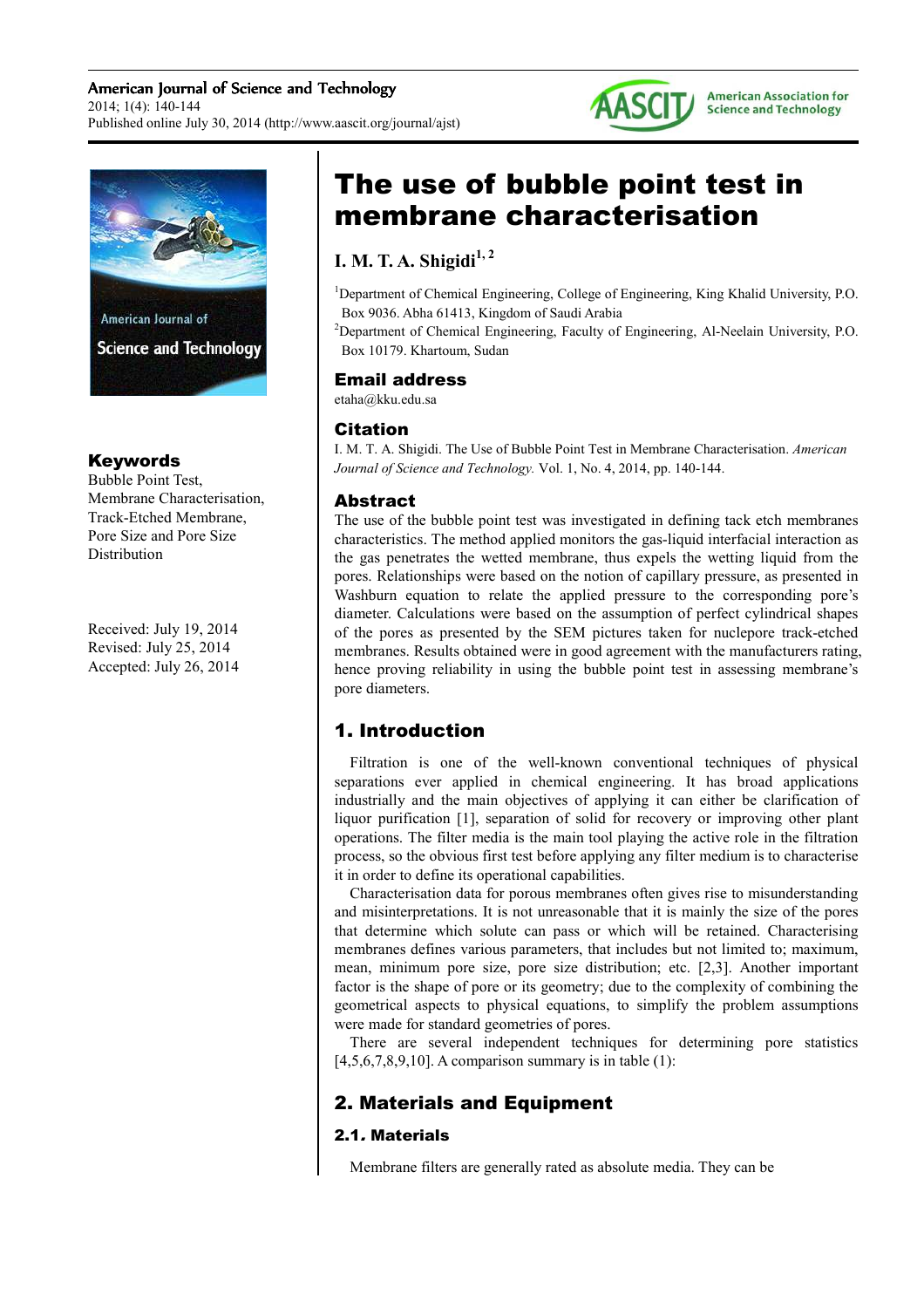# The use of bubble point test in membrane characterisation

**I. M. T. A. Shigidi**[1, 2]

[1]Department of Chemical Engineering, College of Engineering, King Khalid University, P.O. Box 9036. Abha 61413, Kingdom of Saudi Arabia

[2]Department of Chemical Engineering, Faculty of Engineering, Al-Neelain University, P.O. Box 10179. Khartoum, Sudan

## Email address

etaha@kku.edu.sa

## Citation

I. M. T. A. Shigidi. The Use of Bubble Point Test in Membrane Characterisation. *American Journal of Science and Technology.* Vol. 1, No. 4, 2014, pp. 140-144.

## Keywords

Bubble Point Test, Membrane Characterisation, Track-Etched Membrane, Pore Size and Pore Size Distribution

Received: July 19, 2014
Revised: July 25, 2014
Accepted: July 26, 2014

## Abstract

The use of the bubble point test was investigated in defining tack etch membranes characteristics. The method applied monitors the gas-liquid interfacial interaction as the gas penetrates the wetted membrane, thus expels the wetting liquid from the pores. Relationships were based on the notion of capillary pressure, as presented in Washburn equation to relate the applied pressure to the corresponding pore's diameter. Calculations were based on the assumption of perfect cylindrical shapes of the pores as presented by the SEM pictures taken for nuclepore track-etched membranes. Results obtained were in good agreement with the manufacturers rating, hence proving reliability in using the bubble point test in assessing membrane's pore diameters.

## 1. Introduction

Filtration is one of the well-known conventional techniques of physical separations ever applied in chemical engineering. It has broad applications industrially and the main objectives of applying it can either be clarification of liquor purification [1], separation of solid for recovery or improving other plant operations. The filter media is the main tool playing the active role in the filtration process, so the obvious first test before applying any filter medium is to characterise it in order to define its operational capabilities.

Characterisation data for porous membranes often gives rise to misunderstanding and misinterpretations. It is not unreasonable that it is mainly the size of the pores that determine which solute can pass or which will be retained. Characterising membranes defines various parameters, that includes but not limited to; maximum, mean, minimum pore size, pore size distribution; etc. [2,3]. Another important factor is the shape of pore or its geometry; due to the complexity of combining the geometrical aspects to physical equations, to simplify the problem assumptions were made for standard geometries of pores.

There are several independent techniques for determining pore statistics [4,5,6,7,8,9,10]. A comparison summary is in table (1):

## 2. Materials and Equipment

### 2.1. Materials

Membrane filters are generally rated as absolute media. They can be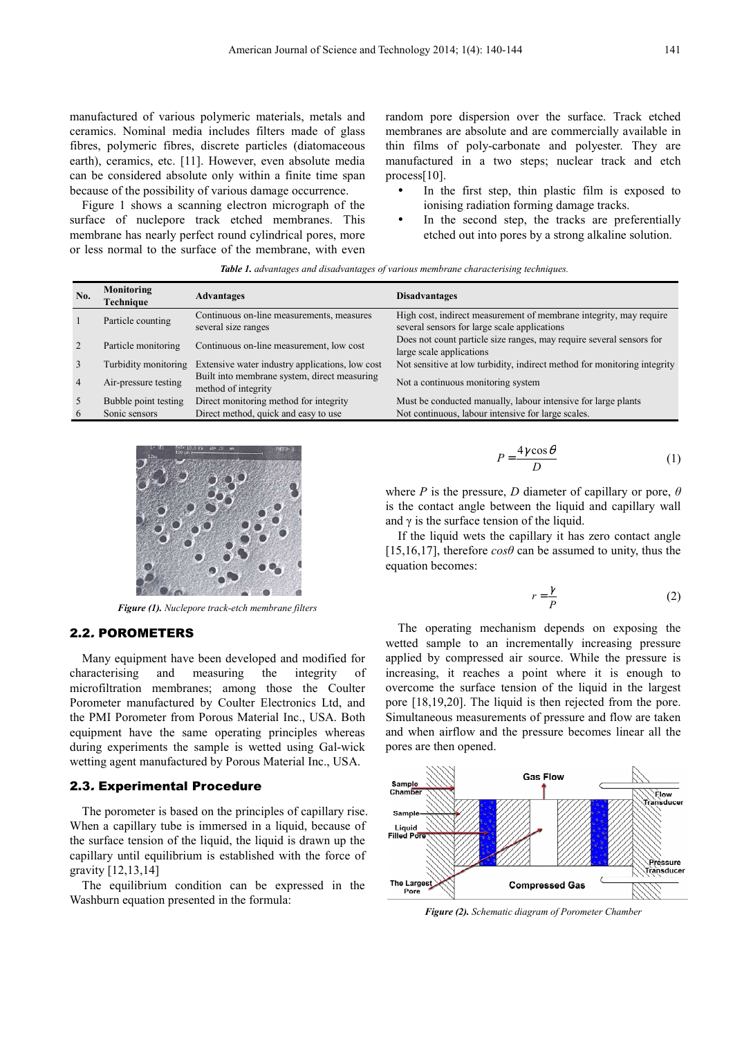manufactured of various polymeric materials, metals and ceramics. Nominal media includes filters made of glass fibres, polymeric fibres, discrete particles (diatomaceous earth), ceramics, etc. [11]. However, even absolute media can be considered absolute only within a finite time span because of the possibility of various damage occurrence.

Figure 1 shows a scanning electron micrograph of the surface of nuclepore track etched membranes. This membrane has nearly perfect round cylindrical pores, more or less normal to the surface of the membrane, with even random pore dispersion over the surface. Track etched membranes are absolute and are commercially available in thin films of poly-carbonate and polyester. They are manufactured in a two steps; nuclear track and etch process[10].

- In the first step, thin plastic film is exposed to ionising radiation forming damage tracks.
- In the second step, the tracks are preferentially etched out into pores by a strong alkaline solution.

***Table 1.*** *advantages and disadvantages of various membrane characterising techniques.*

| No. | Monitoring Technique | Advantages | Disadvantages |
|---|---|---|---|
| 1 | Particle counting | Continuous on-line measurements, measures several size ranges | High cost, indirect measurement of membrane integrity, may require several sensors for large scale applications |
| 2 | Particle monitoring | Continuous on-line measurement, low cost | Does not count particle size ranges, may require several sensors for large scale applications |
| 3 | Turbidity monitoring | Extensive water industry applications, low cost | Not sensitive at low turbidity, indirect method for monitoring integrity |
| 4 | Air-pressure testing | Built into membrane system, direct measuring method of integrity | Not a continuous monitoring system |
| 5 | Bubble point testing | Direct monitoring method for integrity | Must be conducted manually, labour intensive for large plants |
| 6 | Sonic sensors | Direct method, quick and easy to use | Not continuous, labour intensive for large scales. |

***Figure (1).*** *Nuclepore track-etch membrane filters*

## 2.2. POROMETERS

Many equipment have been developed and modified for characterising and measuring the integrity of microfiltration membranes; among those the Coulter Porometer manufactured by Coulter Electronics Ltd, and the PMI Porometer from Porous Material Inc., USA. Both equipment have the same operating principles whereas during experiments the sample is wetted using Gal-wick wetting agent manufactured by Porous Material Inc., USA.

## 2.3. Experimental Procedure

The porometer is based on the principles of capillary rise. When a capillary tube is immersed in a liquid, because of the surface tension of the liquid, the liquid is drawn up the capillary until equilibrium is established with the force of gravity [12,13,14]

The equilibrium condition can be expressed in the Washburn equation presented in the formula:

$$P = \frac{4\gamma\cos\theta}{D} \tag{1}$$

where $P$ is the pressure, $D$ diameter of capillary or pore, $\theta$ is the contact angle between the liquid and capillary wall and $\gamma$ is the surface tension of the liquid.

If the liquid wets the capillary it has zero contact angle [15,16,17], therefore $\cos\theta$ can be assumed to unity, thus the equation becomes:

$$r = \frac{\gamma}{P} \tag{2}$$

The operating mechanism depends on exposing the wetted sample to an incrementally increasing pressure applied by compressed air source. While the pressure is increasing, it reaches a point where it is enough to overcome the surface tension of the liquid in the largest pore [18,19,20]. The liquid is then rejected from the pore. Simultaneous measurements of pressure and flow are taken and when airflow and the pressure becomes linear all the pores are then opened.

***Figure (2).*** *Schematic diagram of Porometer Chamber*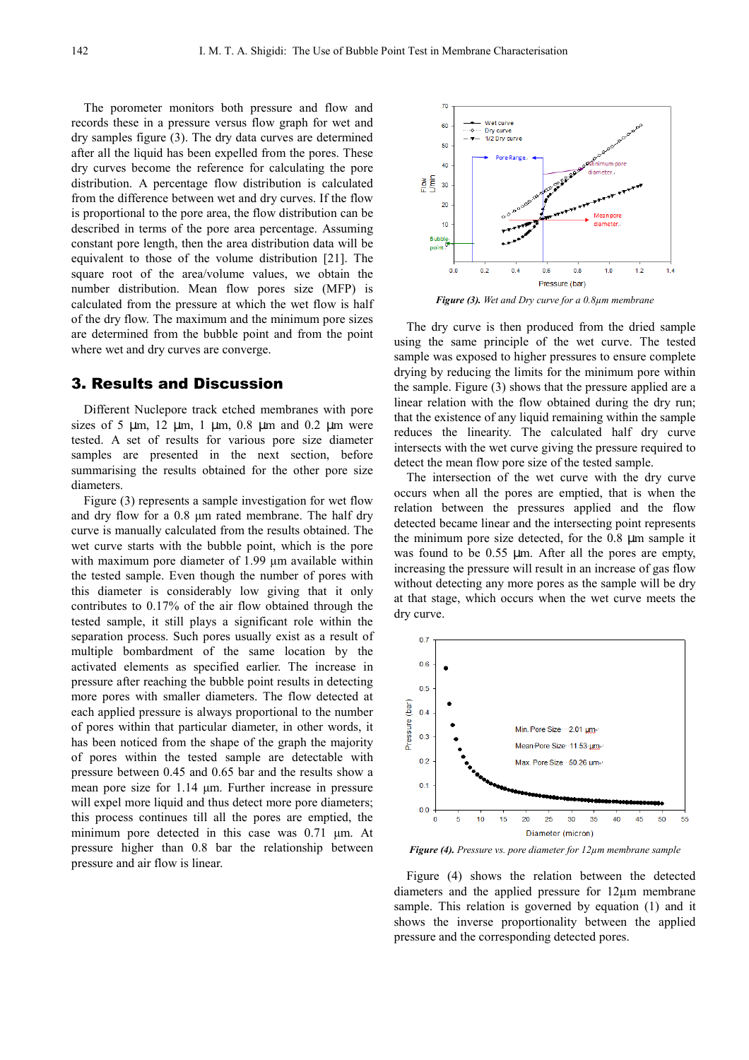The porometer monitors both pressure and flow and records these in a pressure versus flow graph for wet and dry samples figure (3). The dry data curves are determined after all the liquid has been expelled from the pores. These dry curves become the reference for calculating the pore distribution. A percentage flow distribution is calculated from the difference between wet and dry curves. If the flow is proportional to the pore area, the flow distribution can be described in terms of the pore area percentage. Assuming constant pore length, then the area distribution data will be equivalent to those of the volume distribution [21]. The square root of the area/volume values, we obtain the number distribution. Mean flow pores size (MFP) is calculated from the pressure at which the wet flow is half of the dry flow. The maximum and the minimum pore sizes are determined from the bubble point and from the point where wet and dry curves are converge.

## 3. Results and Discussion

Different Nuclepore track etched membranes with pore sizes of 5 µm, 12 µm, 1 µm, 0.8 µm and 0.2 µm were tested. A set of results for various pore size diameter samples are presented in the next section, before summarising the results obtained for the other pore size diameters.

Figure (3) represents a sample investigation for wet flow and dry flow for a 0.8 µm rated membrane. The half dry curve is manually calculated from the results obtained. The wet curve starts with the bubble point, which is the pore with maximum pore diameter of 1.99 µm available within the tested sample. Even though the number of pores with this diameter is considerably low giving that it only contributes to 0.17% of the air flow obtained through the tested sample, it still plays a significant role within the separation process. Such pores usually exist as a result of multiple bombardment of the same location by the activated elements as specified earlier. The increase in pressure after reaching the bubble point results in detecting more pores with smaller diameters. The flow detected at each applied pressure is always proportional to the number of pores within that particular diameter, in other words, it has been noticed from the shape of the graph the majority of pores within the tested sample are detectable with pressure between 0.45 and 0.65 bar and the results show a mean pore size for 1.14 µm. Further increase in pressure will expel more liquid and thus detect more pore diameters; this process continues till all the pores are emptied, the minimum pore detected in this case was 0.71 µm. At pressure higher than 0.8 bar the relationship between pressure and air flow is linear.

***Figure (3).*** *Wet and Dry curve for a 0.8µm membrane*

The dry curve is then produced from the dried sample using the same principle of the wet curve. The tested sample was exposed to higher pressures to ensure complete drying by reducing the limits for the minimum pore within the sample. Figure (3) shows that the pressure applied are a linear relation with the flow obtained during the dry run; that the existence of any liquid remaining within the sample reduces the linearity. The calculated half dry curve intersects with the wet curve giving the pressure required to detect the mean flow pore size of the tested sample.

The intersection of the wet curve with the dry curve occurs when all the pores are emptied, that is when the relation between the pressures applied and the flow detected became linear and the intersecting point represents the minimum pore size detected, for the 0.8 µm sample it was found to be 0.55 µm. After all the pores are empty, increasing the pressure will result in an increase of gas flow without detecting any more pores as the sample will be dry at that stage, which occurs when the wet curve meets the dry curve.

***Figure (4).*** *Pressure vs. pore diameter for 12µm membrane sample*

Figure (4) shows the relation between the detected diameters and the applied pressure for 12µm membrane sample. This relation is governed by equation (1) and it shows the inverse proportionality between the applied pressure and the corresponding detected pores.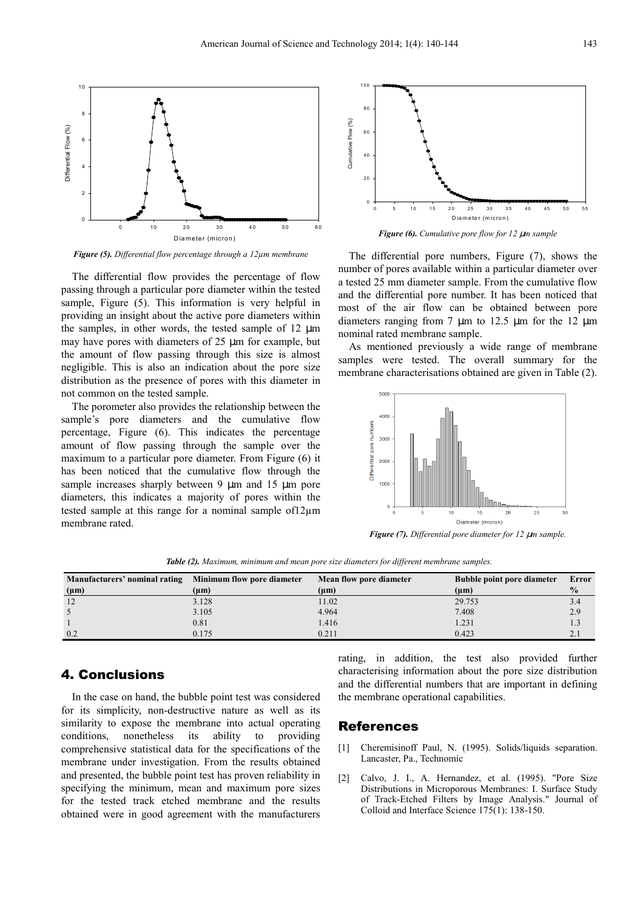*Figure (5). Differential flow percentage through a 12µm membrane*

The differential flow provides the percentage of flow passing through a particular pore diameter within the tested sample, Figure (5). This information is very helpful in providing an insight about the active pore diameters within the samples, in other words, the tested sample of 12 µm may have pores with diameters of 25 µm for example, but the amount of flow passing through this size is almost negligible. This is also an indication about the pore size distribution as the presence of pores with this diameter in not common on the tested sample.

The porometer also provides the relationship between the sample's pore diameters and the cumulative flow percentage, Figure (6). This indicates the percentage amount of flow passing through the sample over the maximum to a particular pore diameter. From Figure (6) it has been noticed that the cumulative flow through the sample increases sharply between 9 µm and 15 µm pore diameters, this indicates a majority of pores within the tested sample at this range for a nominal sample of12µm membrane rated.

*Figure (6). Cumulative pore flow for 12 µm sample*

The differential pore numbers, Figure (7), shows the number of pores available within a particular diameter over a tested 25 mm diameter sample. From the cumulative flow and the differential pore number. It has been noticed that most of the air flow can be obtained between pore diameters ranging from 7 µm to 12.5 µm for the 12 µm nominal rated membrane sample.

As mentioned previously a wide range of membrane samples were tested. The overall summary for the membrane characterisations obtained are given in Table (2).

*Figure (7). Differential pore diameter for 12 µm sample.*

***Table (2).** Maximum, minimum and mean pore size diameters for different membrane samples.*

| Manufacturers' nominal rating (µm) | Minimum flow pore diameter (µm) | Mean flow pore diameter (µm) | Bubble point pore diameter (µm) | Error % |
|---|---|---|---|---|
| 12 | 3.128 | 11.02 | 29.753 | 3.4 |
| 5 | 3.105 | 4.964 | 7.408 | 2.9 |
| 1 | 0.81 | 1.416 | 1.231 | 1.3 |
| 0.2 | 0.175 | 0.211 | 0.423 | 2.1 |

## 4. Conclusions

In the case on hand, the bubble point test was considered for its simplicity, non-destructive nature as well as its similarity to expose the membrane into actual operating conditions, nonetheless its ability to providing comprehensive statistical data for the specifications of the membrane under investigation. From the results obtained and presented, the bubble point test has proven reliability in specifying the minimum, mean and maximum pore sizes for the tested track etched membrane and the results obtained were in good agreement with the manufacturers rating, in addition, the test also provided further characterising information about the pore size distribution and the differential numbers that are important in defining the membrane operational capabilities.

## References

[1] Cheremisinoff Paul, N. (1995). Solids/liquids separation. Lancaster, Pa., Technomic

[2] Calvo, J. I., A. Hernandez, et al. (1995). "Pore Size Distributions in Microporous Membranes: I. Surface Study of Track-Etched Filters by Image Analysis." Journal of Colloid and Interface Science 175(1): 138-150.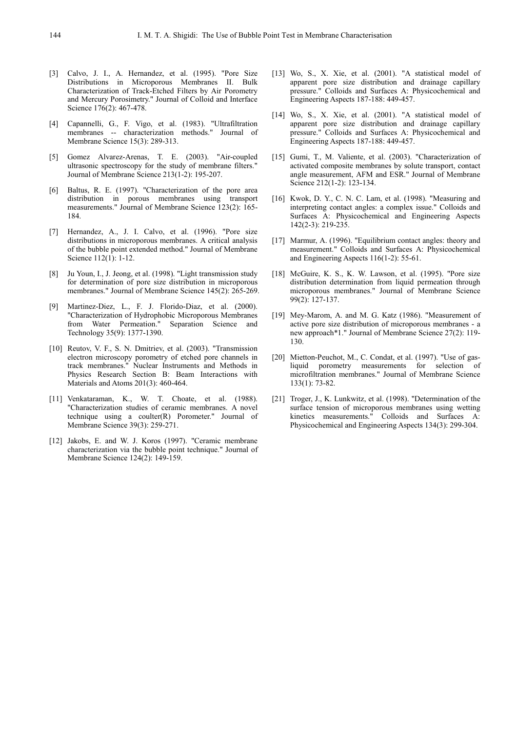[3] Calvo, J. I., A. Hernandez, et al. (1995). "Pore Size Distributions in Microporous Membranes II. Bulk Characterization of Track-Etched Filters by Air Porometry and Mercury Porosimetry." Journal of Colloid and Interface Science 176(2): 467-478.

[4] Capannelli, G., F. Vigo, et al. (1983). "Ultrafiltration membranes -- characterization methods." Journal of Membrane Science 15(3): 289-313.

[5] Gomez Alvarez-Arenas, T. E. (2003). "Air-coupled ultrasonic spectroscopy for the study of membrane filters." Journal of Membrane Science 213(1-2): 195-207.

[6] Baltus, R. E. (1997). "Characterization of the pore area distribution in porous membranes using transport measurements." Journal of Membrane Science 123(2): 165-184.

[7] Hernandez, A., J. I. Calvo, et al. (1996). "Pore size distributions in microporous membranes. A critical analysis of the bubble point extended method." Journal of Membrane Science 112(1): 1-12.

[8] Ju Youn, I., J. Jeong, et al. (1998). "Light transmission study for determination of pore size distribution in microporous membranes." Journal of Membrane Science 145(2): 265-269.

[9] Martinez-Diez, L., F. J. Florido-Diaz, et al. (2000). "Characterization of Hydrophobic Microporous Membranes from Water Permeation." Separation Science and Technology 35(9): 1377-1390.

[10] Reutov, V. F., S. N. Dmitriev, et al. (2003). "Transmission electron microscopy porometry of etched pore channels in track membranes." Nuclear Instruments and Methods in Physics Research Section B: Beam Interactions with Materials and Atoms 201(3): 460-464.

[11] Venkataraman, K., W. T. Choate, et al. (1988). "Characterization studies of ceramic membranes. A novel technique using a coulter(R) Porometer." Journal of Membrane Science 39(3): 259-271.

[12] Jakobs, E. and W. J. Koros (1997). "Ceramic membrane characterization via the bubble point technique." Journal of Membrane Science 124(2): 149-159.

[13] Wo, S., X. Xie, et al. (2001). "A statistical model of apparent pore size distribution and drainage capillary pressure." Colloids and Surfaces A: Physicochemical and Engineering Aspects 187-188: 449-457.

[14] Wo, S., X. Xie, et al. (2001). "A statistical model of apparent pore size distribution and drainage capillary pressure." Colloids and Surfaces A: Physicochemical and Engineering Aspects 187-188: 449-457.

[15] Gumi, T., M. Valiente, et al. (2003). "Characterization of activated composite membranes by solute transport, contact angle measurement, AFM and ESR." Journal of Membrane Science 212(1-2): 123-134.

[16] Kwok, D. Y., C. N. C. Lam, et al. (1998). "Measuring and interpreting contact angles: a complex issue." Colloids and Surfaces A: Physicochemical and Engineering Aspects 142(2-3): 219-235.

[17] Marmur, A. (1996). "Equilibrium contact angles: theory and measurement." Colloids and Surfaces A: Physicochemical and Engineering Aspects 116(1-2): 55-61.

[18] McGuire, K. S., K. W. Lawson, et al. (1995). "Pore size distribution determination from liquid permeation through microporous membranes." Journal of Membrane Science 99(2): 127-137.

[19] Mey-Marom, A. and M. G. Katz (1986). "Measurement of active pore size distribution of microporous membranes - a new approach*1." Journal of Membrane Science 27(2): 119-130.

[20] Mietton-Peuchot, M., C. Condat, et al. (1997). "Use of gas-liquid porometry measurements for selection of microfiltration membranes." Journal of Membrane Science 133(1): 73-82.

[21] Troger, J., K. Lunkwitz, et al. (1998). "Determination of the surface tension of microporous membranes using wetting kinetics measurements." Colloids and Surfaces A: Physicochemical and Engineering Aspects 134(3): 299-304.